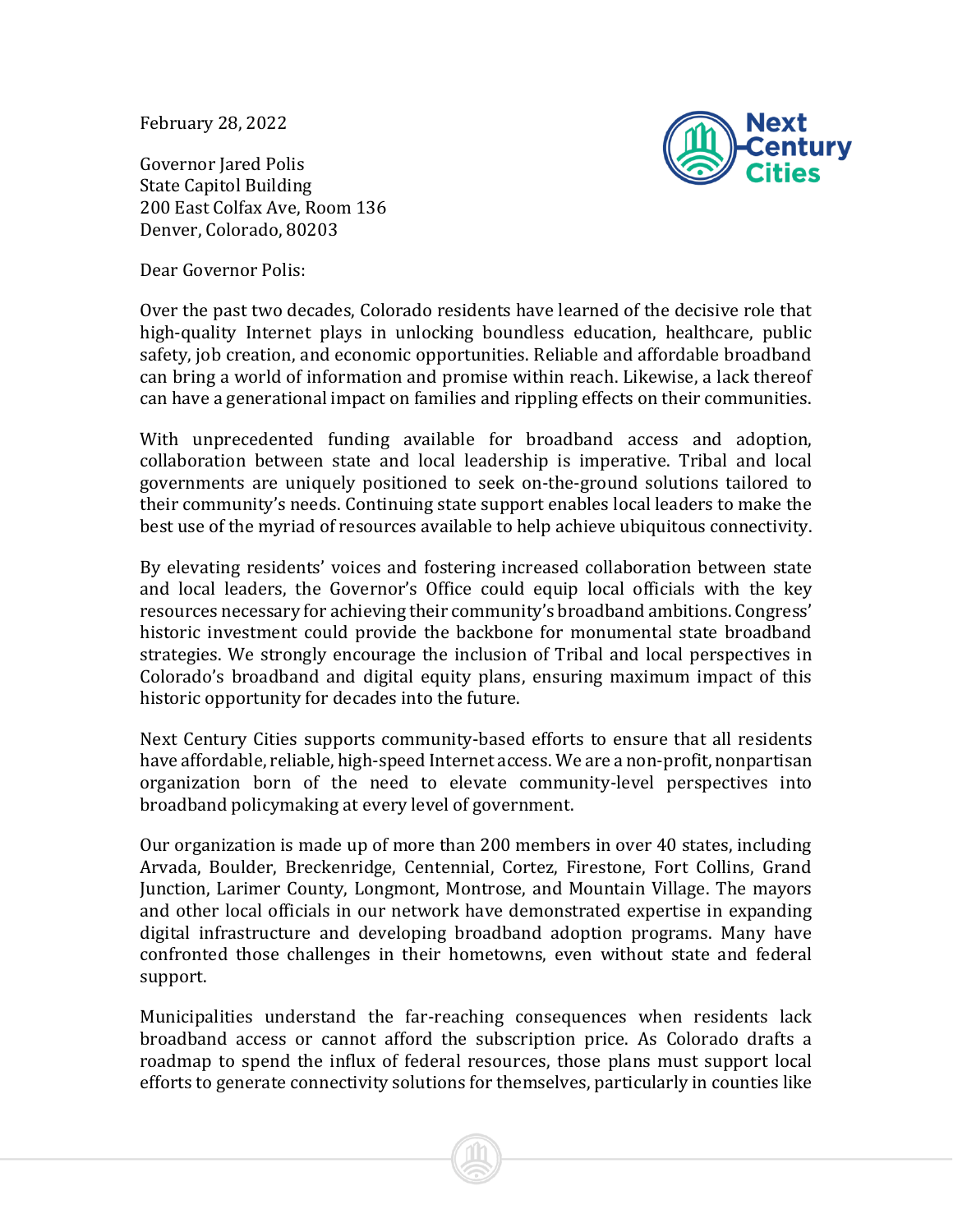February 28, 2022

Governor Jared Polis
State Capitol Building
200 East Colfax Ave, Room 136
Denver, Colorado, 80203

Dear Governor Polis:

Over the past two decades, Colorado residents have learned of the decisive role that high-quality Internet plays in unlocking boundless education, healthcare, public safety, job creation, and economic opportunities. Reliable and affordable broadband can bring a world of information and promise within reach. Likewise, a lack thereof can have a generational impact on families and rippling effects on their communities.

With unprecedented funding available for broadband access and adoption, collaboration between state and local leadership is imperative. Tribal and local governments are uniquely positioned to seek on-the-ground solutions tailored to their community's needs. Continuing state support enables local leaders to make the best use of the myriad of resources available to help achieve ubiquitous connectivity.

By elevating residents' voices and fostering increased collaboration between state and local leaders, the Governor's Office could equip local officials with the key resources necessary for achieving their community's broadband ambitions. Congress' historic investment could provide the backbone for monumental state broadband strategies. We strongly encourage the inclusion of Tribal and local perspectives in Colorado's broadband and digital equity plans, ensuring maximum impact of this historic opportunity for decades into the future.

Next Century Cities supports community-based efforts to ensure that all residents have affordable, reliable, high-speed Internet access. We are a non-profit, nonpartisan organization born of the need to elevate community-level perspectives into broadband policymaking at every level of government.

Our organization is made up of more than 200 members in over 40 states, including Arvada, Boulder, Breckenridge, Centennial, Cortez, Firestone, Fort Collins, Grand Junction, Larimer County, Longmont, Montrose, and Mountain Village. The mayors and other local officials in our network have demonstrated expertise in expanding digital infrastructure and developing broadband adoption programs. Many have confronted those challenges in their hometowns, even without state and federal support.

Municipalities understand the far-reaching consequences when residents lack broadband access or cannot afford the subscription price. As Colorado drafts a roadmap to spend the influx of federal resources, those plans must support local efforts to generate connectivity solutions for themselves, particularly in counties like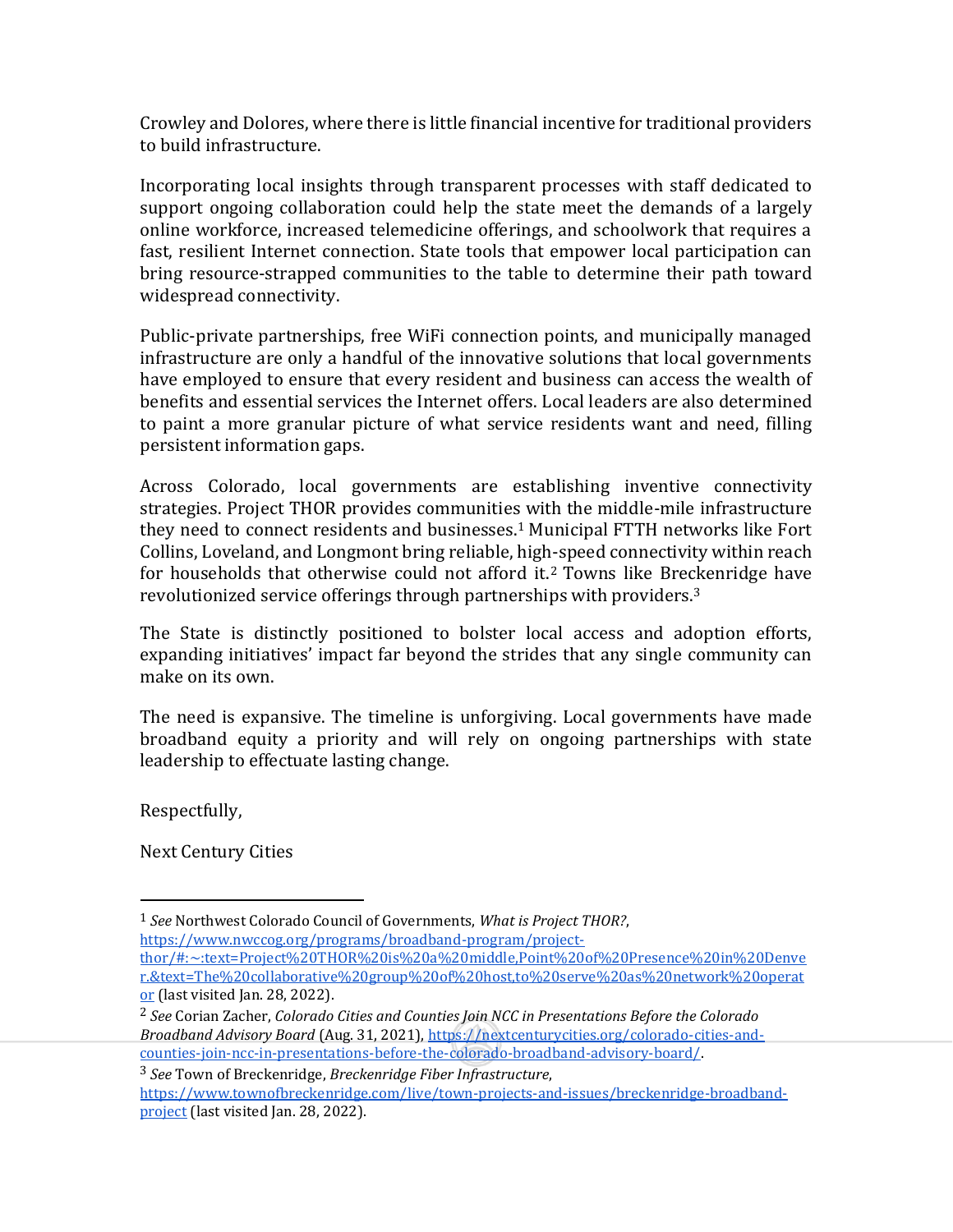Crowley and Dolores, where there is little financial incentive for traditional providers to build infrastructure.

Incorporating local insights through transparent processes with staff dedicated to support ongoing collaboration could help the state meet the demands of a largely online workforce, increased telemedicine offerings, and schoolwork that requires a fast, resilient Internet connection. State tools that empower local participation can bring resource-strapped communities to the table to determine their path toward widespread connectivity.

Public-private partnerships, free WiFi connection points, and municipally managed infrastructure are only a handful of the innovative solutions that local governments have employed to ensure that every resident and business can access the wealth of benefits and essential services the Internet offers. Local leaders are also determined to paint a more granular picture of what service residents want and need, filling persistent information gaps.

Across Colorado, local governments are establishing inventive connectivity strategies. Project THOR provides communities with the middle-mile infrastructure they need to connect residents and businesses.[1] Municipal FTTH networks like Fort Collins, Loveland, and Longmont bring reliable, high-speed connectivity within reach for households that otherwise could not afford it.[2] Towns like Breckenridge have revolutionized service offerings through partnerships with providers.[3]

The State is distinctly positioned to bolster local access and adoption efforts, expanding initiatives' impact far beyond the strides that any single community can make on its own.

The need is expansive. The timeline is unforgiving. Local governments have made broadband equity a priority and will rely on ongoing partnerships with state leadership to effectuate lasting change.

Respectfully,

Next Century Cities

---

[1] *See* Northwest Colorado Council of Governments, *What is Project THOR?*, https://www.nwccog.org/programs/broadband-program/project-thor/#:~:text=Project%20THOR%20is%20a%20middle,Point%20of%20Presence%20in%20Denver.&text=The%20collaborative%20group%20of%20host,to%20serve%20as%20network%20operator (last visited Jan. 28, 2022).

[2] *See* Corian Zacher, *Colorado Cities and Counties Join NCC in Presentations Before the Colorado Broadband Advisory Board* (Aug. 31, 2021), https://nextcenturycities.org/colorado-cities-and-counties-join-ncc-in-presentations-before-the-colorado-broadband-advisory-board/.

[3] *See* Town of Breckenridge, *Breckenridge Fiber Infrastructure*, https://www.townofbreckenridge.com/live/town-projects-and-issues/breckenridge-broadband-project (last visited Jan. 28, 2022).